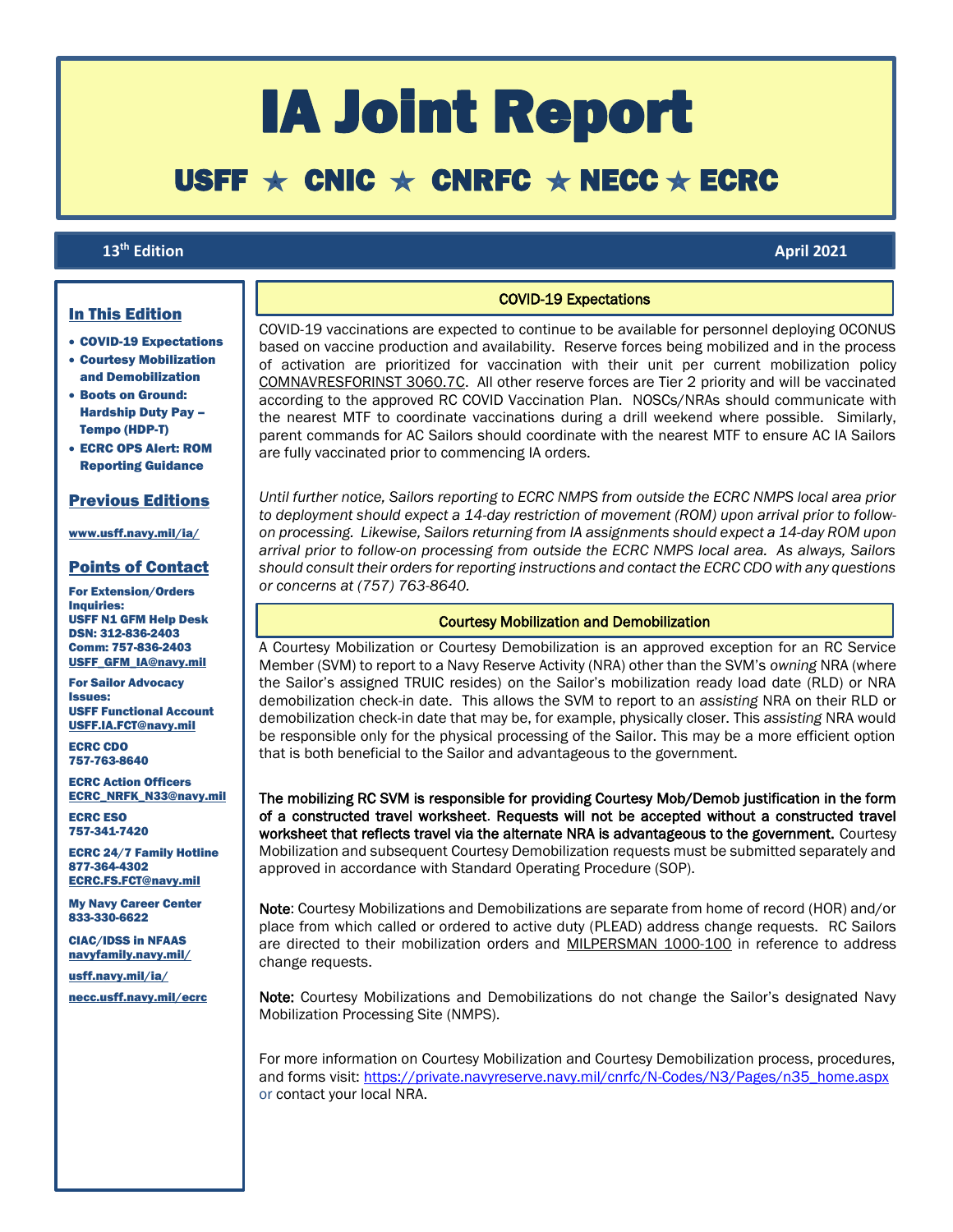// IA Joint Report

## USFF ★ CNIC ★ CNRFC ★ NECC ★ ECRC

**13th Edition** **April 2021**

### In This Edition

- **COVID-19 Expectations**
- **Courtesy Mobilization and Demobilization**
- **Boots on Ground: Hardship Duty Pay – Tempo (HDP-T)**
- **ECRC OPS Alert: ROM Reporting Guidance**

### Previous Editions

**www.usff.navy.mil/ia/**

### Points of Contact

**For Extension/Orders Inquiries:**
**USFF N1 GFM Help Desk**
**DSN: 312-836-2403**
**Comm: 757-836-2403**
**USFF_GFM_IA@navy.mil**

**For Sailor Advocacy Issues:**
**USFF Functional Account**
**USFF.IA.FCT@navy.mil**

**ECRC CDO**
**757-763-8640**

**ECRC Action Officers**
**ECRC_NRFK_N33@navy.mil**

**ECRC ESO**
**757-341-7420**

**ECRC 24/7 Family Hotline**
**877-364-4302**
**ECRC.FS.FCT@navy.mil**

**My Navy Career Center**
**833-330-6622**

**CIAC/IDSS in NFAAS**
**navyfamily.navy.mil/**

**usff.navy.mil/ia/**

**necc.usff.navy.mil/ecrc**

## COVID-19 Expectations

COVID-19 vaccinations are expected to continue to be available for personnel deploying OCONUS based on vaccine production and availability. Reserve forces being mobilized and in the process of activation are prioritized for vaccination with their unit per current mobilization policy COMNAVRESFORINST 3060.7C. All other reserve forces are Tier 2 priority and will be vaccinated according to the approved RC COVID Vaccination Plan. NOSCs/NRAs should communicate with the nearest MTF to coordinate vaccinations during a drill weekend where possible. Similarly, parent commands for AC Sailors should coordinate with the nearest MTF to ensure AC IA Sailors are fully vaccinated prior to commencing IA orders.

*Until further notice, Sailors reporting to ECRC NMPS from outside the ECRC NMPS local area prior to deployment should expect a 14-day restriction of movement (ROM) upon arrival prior to follow-on processing. Likewise, Sailors returning from IA assignments should expect a 14-day ROM upon arrival prior to follow-on processing from outside the ECRC NMPS local area. As always, Sailors should consult their orders for reporting instructions and contact the ECRC CDO with any questions or concerns at (757) 763-8640.*

## Courtesy Mobilization and Demobilization

A Courtesy Mobilization or Courtesy Demobilization is an approved exception for an RC Service Member (SVM) to report to a Navy Reserve Activity (NRA) other than the SVM's *owning* NRA (where the Sailor's assigned TRUIC resides) on the Sailor's mobilization ready load date (RLD) or NRA demobilization check-in date. This allows the SVM to report to an *assisting* NRA on their RLD or demobilization check-in date that may be, for example, physically closer. This *assisting* NRA would be responsible only for the physical processing of the Sailor. This may be a more efficient option that is both beneficial to the Sailor and advantageous to the government.

**The mobilizing RC SVM is responsible for providing Courtesy Mob/Demob justification in the form of a constructed travel worksheet. Requests will not be accepted without a constructed travel worksheet that reflects travel via the alternate NRA is advantageous to the government.** Courtesy Mobilization and subsequent Courtesy Demobilization requests must be submitted separately and approved in accordance with Standard Operating Procedure (SOP).

**Note**: Courtesy Mobilizations and Demobilizations are separate from home of record (HOR) and/or place from which called or ordered to active duty (PLEAD) address change requests. RC Sailors are directed to their mobilization orders and MILPERSMAN 1000-100 in reference to address change requests.

**Note:** Courtesy Mobilizations and Demobilizations do not change the Sailor's designated Navy Mobilization Processing Site (NMPS).

For more information on Courtesy Mobilization and Courtesy Demobilization process, procedures, and forms visit: https://private.navyreserve.navy.mil/cnrfc/N-Codes/N3/Pages/n35_home.aspx or contact your local NRA.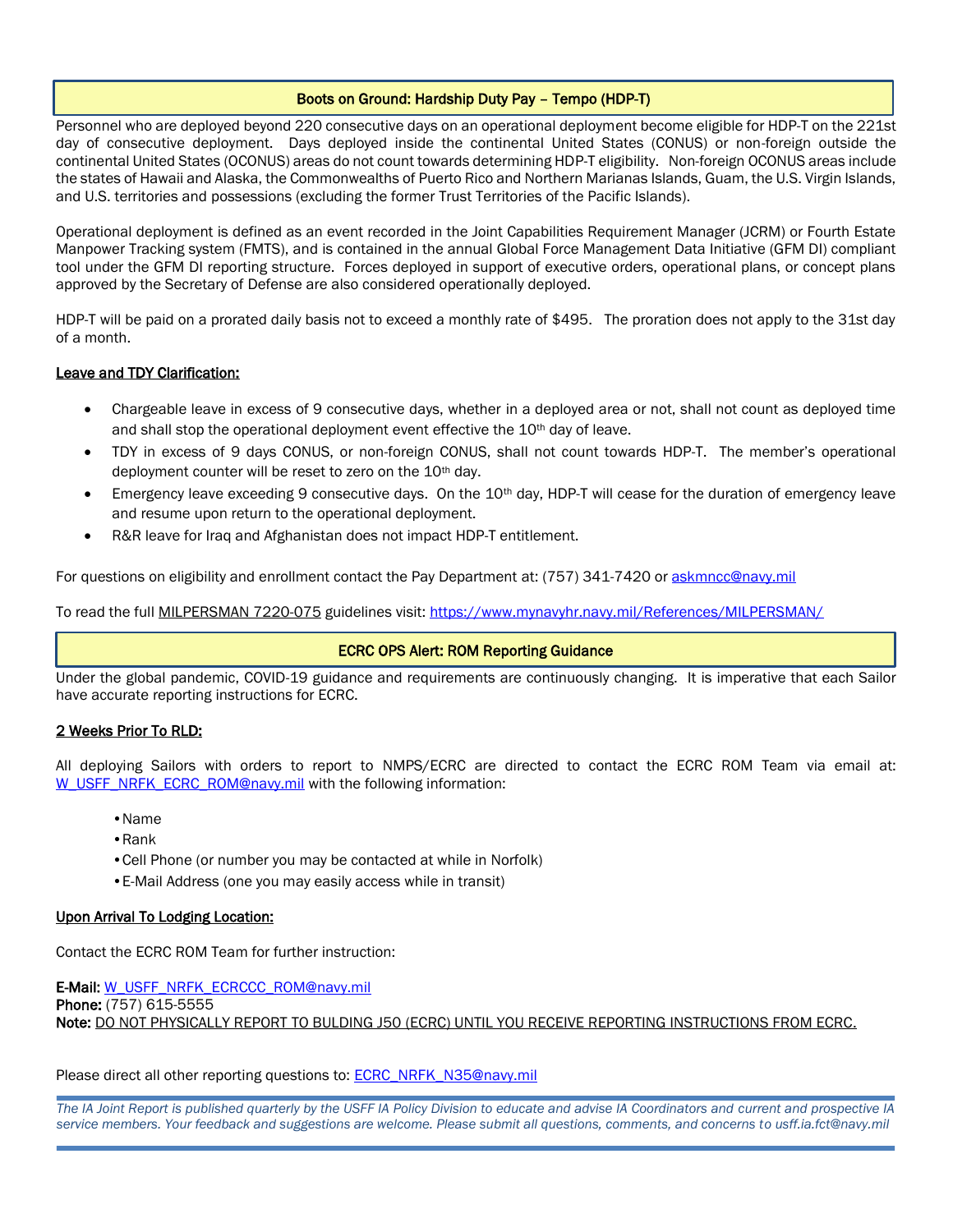## Boots on Ground: Hardship Duty Pay – Tempo (HDP-T)

Personnel who are deployed beyond 220 consecutive days on an operational deployment become eligible for HDP-T on the 221st day of consecutive deployment. Days deployed inside the continental United States (CONUS) or non-foreign outside the continental United States (OCONUS) areas do not count towards determining HDP-T eligibility. Non-foreign OCONUS areas include the states of Hawaii and Alaska, the Commonwealths of Puerto Rico and Northern Marianas Islands, Guam, the U.S. Virgin Islands, and U.S. territories and possessions (excluding the former Trust Territories of the Pacific Islands).

Operational deployment is defined as an event recorded in the Joint Capabilities Requirement Manager (JCRM) or Fourth Estate Manpower Tracking system (FMTS), and is contained in the annual Global Force Management Data Initiative (GFM DI) compliant tool under the GFM DI reporting structure. Forces deployed in support of executive orders, operational plans, or concept plans approved by the Secretary of Defense are also considered operationally deployed.

HDP-T will be paid on a prorated daily basis not to exceed a monthly rate of $495. The proration does not apply to the 31st day of a month.

**Leave and TDY Clarification:**

- Chargeable leave in excess of 9 consecutive days, whether in a deployed area or not, shall not count as deployed time and shall stop the operational deployment event effective the 10th day of leave.
- TDY in excess of 9 days CONUS, or non-foreign CONUS, shall not count towards HDP-T. The member's operational deployment counter will be reset to zero on the 10th day.
- Emergency leave exceeding 9 consecutive days. On the 10th day, HDP-T will cease for the duration of emergency leave and resume upon return to the operational deployment.
- R&R leave for Iraq and Afghanistan does not impact HDP-T entitlement.

For questions on eligibility and enrollment contact the Pay Department at: (757) 341-7420 or askmncc@navy.mil

To read the full MILPERSMAN 7220-075 guidelines visit: https://www.mynavyhr.navy.mil/References/MILPERSMAN/

## ECRC OPS Alert: ROM Reporting Guidance

Under the global pandemic, COVID-19 guidance and requirements are continuously changing. It is imperative that each Sailor have accurate reporting instructions for ECRC.

**2 Weeks Prior To RLD:**

All deploying Sailors with orders to report to NMPS/ECRC are directed to contact the ECRC ROM Team via email at: W_USFF_NRFK_ECRC_ROM@navy.mil with the following information:

- Name
- Rank
- Cell Phone (or number you may be contacted at while in Norfolk)
- E-Mail Address (one you may easily access while in transit)

**Upon Arrival To Lodging Location:**

Contact the ECRC ROM Team for further instruction:

**E-Mail:** W_USFF_NRFK_ECRCCC_ROM@navy.mil
**Phone:** (757) 615-5555
**Note:** DO NOT PHYSICALLY REPORT TO BULDING J50 (ECRC) UNTIL YOU RECEIVE REPORTING INSTRUCTIONS FROM ECRC.

Please direct all other reporting questions to: ECRC_NRFK_N35@navy.mil

*The IA Joint Report is published quarterly by the USFF IA Policy Division to educate and advise IA Coordinators and current and prospective IA service members. Your feedback and suggestions are welcome. Please submit all questions, comments, and concerns to usff.ia.fct@navy.mil*